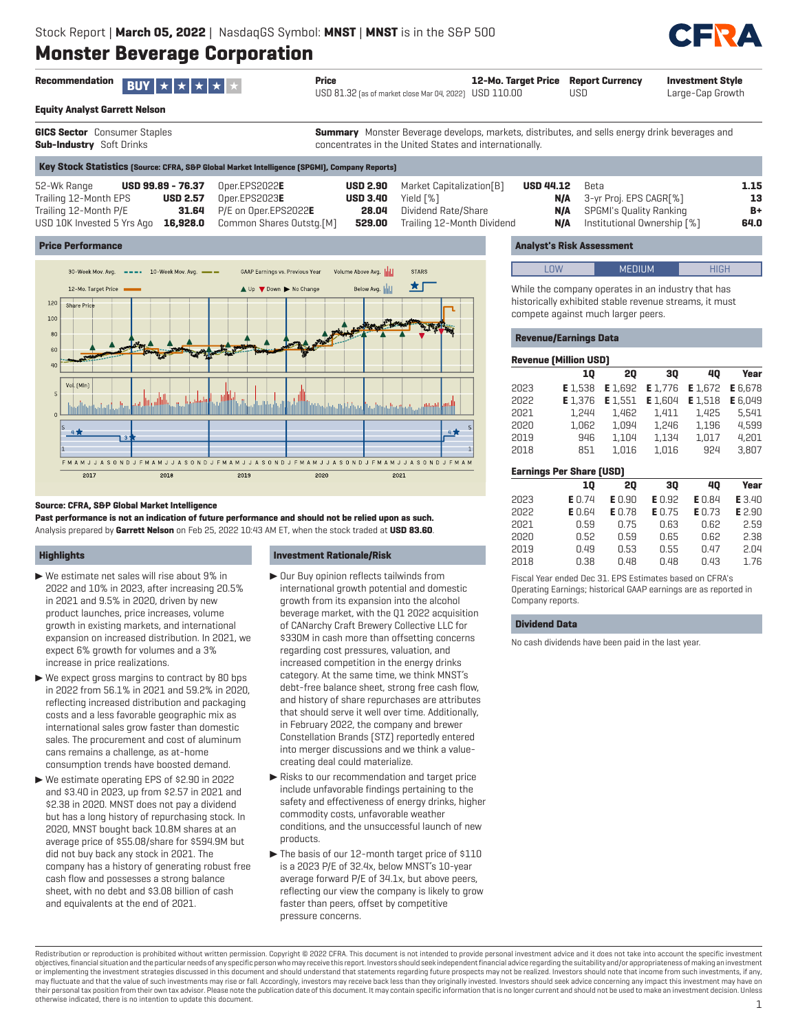Stock Report | **March 05, 2022** | NasdaqGS Symbol: **MNST** | **MNST** is in the S&P 500

# Monster Beverage Corporation

| Recommendation | Price | 12-Mo. Target Price | Report Currency | Investment Style |
|---|---|---|---|---|
| BUY ★★★★★ | USD 81.32 (as of market close Mar 04, 2022) | USD 110.00 | USD | Large-Cap Growth |

**Equity Analyst Garrett Nelson**

**GICS Sector** Consumer Staples
**Sub-Industry** Soft Drinks

**Summary** Monster Beverage develops, markets, distributes, and sells energy drink beverages and concentrates in the United States and internationally.

## Key Stock Statistics (Source: CFRA, S&P Global Market Intelligence (SPGMI), Company Reports)

| | | | | | | | |
|---|---|---|---|---|---|---|---|
| 52-Wk Range | USD 99.89 - 76.37 | Oper.EPS2022**E** | USD 2.90 | Market Capitalization[B] | USD 44.12 | Beta | 1.15 |
| Trailing 12-Month EPS | USD 2.57 | Oper.EPS2023**E** | USD 3.40 | Yield [%] | N/A | 3-yr Proj. EPS CAGR[%] | 13 |
| Trailing 12-Month P/E | 31.64 | P/E on Oper.EPS2022**E** | 28.04 | Dividend Rate/Share | N/A | SPGMI's Quality Ranking | B+ |
| USD 10K Invested 5 Yrs Ago | 16,928.0 | Common Shares Outstg.[M] | 529.00 | Trailing 12-Month Dividend | N/A | Institutional Ownership [%] | 64.0 |

## Price Performance

**Source: CFRA, S&P Global Market Intelligence**

**Past performance is not an indication of future performance and should not be relied upon as such.**

Analysis prepared by **Garrett Nelson** on Feb 25, 2022 10:43 AM ET, when the stock traded at **USD 83.60**.

## Analyst's Risk Assessment

LOW | **MEDIUM** | HIGH

While the company operates in an industry that has historically exhibited stable revenue streams, it must compete against much larger peers.

## Revenue/Earnings Data

**Revenue (Million USD)**

| | 1Q | 2Q | 3Q | 4Q | Year |
|---|---|---|---|---|---|
| 2023 | E 1,538 | E 1,692 | E 1,776 | E 1,672 | E 6,678 |
| 2022 | E 1,376 | E 1,551 | E 1,604 | E 1,518 | E 6,049 |
| 2021 | 1,244 | 1,462 | 1,411 | 1,425 | 5,541 |
| 2020 | 1,062 | 1,094 | 1,246 | 1,196 | 4,599 |
| 2019 | 946 | 1,104 | 1,134 | 1,017 | 4,201 |
| 2018 | 851 | 1,016 | 1,016 | 924 | 3,807 |

**Earnings Per Share (USD)**

| | 1Q | 2Q | 3Q | 4Q | Year |
|---|---|---|---|---|---|
| 2023 | E 0.74 | E 0.90 | E 0.92 | E 0.84 | E 3.40 |
| 2022 | E 0.64 | E 0.78 | E 0.75 | E 0.73 | E 2.90 |
| 2021 | 0.59 | 0.75 | 0.63 | 0.62 | 2.59 |
| 2020 | 0.52 | 0.59 | 0.65 | 0.62 | 2.38 |
| 2019 | 0.49 | 0.53 | 0.55 | 0.47 | 2.04 |
| 2018 | 0.38 | 0.48 | 0.48 | 0.43 | 1.76 |

Fiscal Year ended Dec 31. EPS Estimates based on CFRA's Operating Earnings; historical GAAP earnings are as reported in Company reports.

## Dividend Data

No cash dividends have been paid in the last year.

## Highlights

- We estimate net sales will rise about 9% in 2022 and 10% in 2023, after increasing 20.5% in 2021 and 9.5% in 2020, driven by new product launches, price increases, volume growth in existing markets, and international expansion on increased distribution. In 2021, we expect 6% growth for volumes and a 3% increase in price realizations.
- We expect gross margins to contract by 80 bps in 2022 from 56.1% in 2021 and 59.2% in 2020, reflecting increased distribution and packaging costs and a less favorable geographic mix as international sales grow faster than domestic sales. The procurement and cost of aluminum cans remains a challenge, as at-home consumption trends have boosted demand.
- We estimate operating EPS of $2.90 in 2022 and $3.40 in 2023, up from $2.57 in 2021 and $2.38 in 2020. MNST does not pay a dividend but has a long history of repurchasing stock. In 2020, MNST bought back 10.8M shares at an average price of $55.08/share for $594.9M but did not buy back any stock in 2021. The company has a history of generating robust free cash flow and possesses a strong balance sheet, with no debt and $3.08 billion of cash and equivalents at the end of 2021.

## Investment Rationale/Risk

- Our Buy opinion reflects tailwinds from international growth potential and domestic growth from its expansion into the alcohol beverage market, with the Q1 2022 acquisition of CANarchy Craft Brewery Collective LLC for $330M in cash more than offsetting concerns regarding cost pressures, valuation, and increased competition in the energy drinks category. At the same time, we think MNST's debt-free balance sheet, strong free cash flow, and history of share repurchases are attributes that should serve it well over time. Additionally, in February 2022, the company and brewer Constellation Brands (STZ) reportedly entered into merger discussions and we think a value-creating deal could materialize.
- Risks to our recommendation and target price include unfavorable findings pertaining to the safety and effectiveness of energy drinks, higher commodity costs, unfavorable weather conditions, and the unsuccessful launch of new products.
- The basis of our 12-month target price of $110 is a 2023 P/E of 32.4x, below MNST's 10-year average forward P/E of 34.1x, but above peers, reflecting our view the company is likely to grow faster than peers, offset by competitive pressure concerns.

Redistribution or reproduction is prohibited without written permission. Copyright © 2022 CFRA. This document is not intended to provide personal investment advice and it does not take into account the specific investment objectives, financial situation and the particular needs of any specific person who may receive this report. Investors should seek independent financial advice regarding the suitability and/or appropriateness of making an investment or implementing the investment strategies discussed in this document and should understand that statements regarding future prospects may not be realized. Investors should note that income from such investments, if any, may fluctuate and that the value of such investments may rise or fall. Accordingly, investors may receive back less than they originally invested. Investors should seek advice concerning any impact this investment may have on their personal tax position from their own tax advisor. Please note the publication date of this document. It may contain specific information that is no longer current and should not be used to make an investment decision. Unless otherwise indicated, there is no intention to update this document.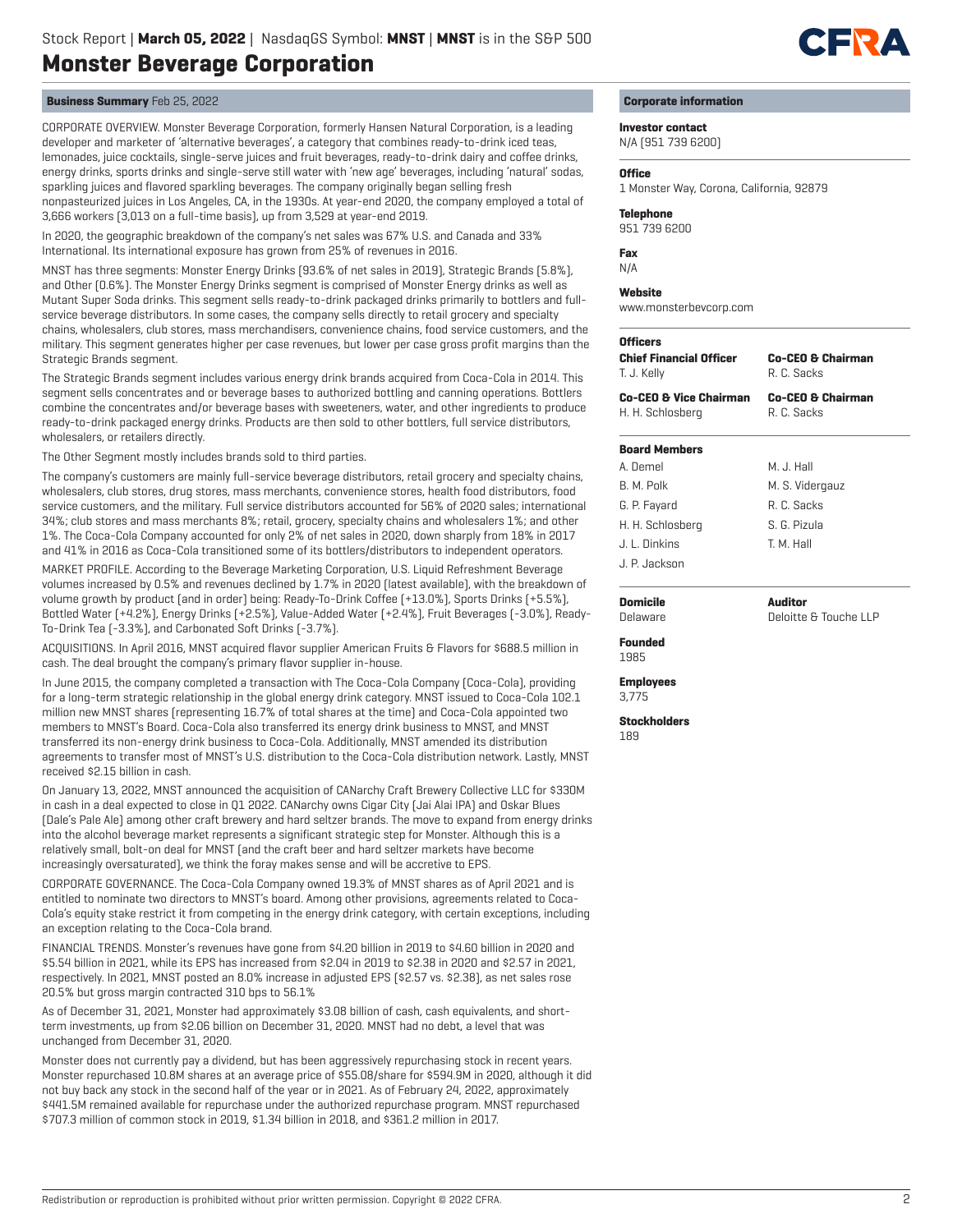# Monster Beverage Corporation

Stock Report | **March 05, 2022** | NasdaqGS Symbol: **MNST** | **MNST** is in the S&P 500

## Business Summary Feb 25, 2022

CORPORATE OVERVIEW. Monster Beverage Corporation, formerly Hansen Natural Corporation, is a leading developer and marketer of 'alternative beverages', a category that combines ready-to-drink iced teas, lemonades, juice cocktails, single-serve juices and fruit beverages, ready-to-drink dairy and coffee drinks, energy drinks, sports drinks and single-serve still water with 'new age' beverages, including 'natural' sodas, sparkling juices and flavored sparkling beverages. The company originally began selling fresh nonpasteurized juices in Los Angeles, CA, in the 1930s. At year-end 2020, the company employed a total of 3,666 workers (3,013 on a full-time basis), up from 3,529 at year-end 2019.

In 2020, the geographic breakdown of the company's net sales was 67% U.S. and Canada and 33% International. Its international exposure has grown from 25% of revenues in 2016.

MNST has three segments: Monster Energy Drinks (93.6% of net sales in 2019), Strategic Brands (5.8%), and Other (0.6%). The Monster Energy Drinks segment is comprised of Monster Energy drinks as well as Mutant Super Soda drinks. This segment sells ready-to-drink packaged drinks primarily to bottlers and full-service beverage distributors. In some cases, the company sells directly to retail grocery and specialty chains, wholesalers, club stores, mass merchandisers, convenience chains, food service customers, and the military. This segment generates higher per case revenues, but lower per case gross profit margins than the Strategic Brands segment.

The Strategic Brands segment includes various energy drink brands acquired from Coca-Cola in 2014. This segment sells concentrates and or beverage bases to authorized bottling and canning operations. Bottlers combine the concentrates and/or beverage bases with sweeteners, water, and other ingredients to produce ready-to-drink packaged energy drinks. Products are then sold to other bottlers, full service distributors, wholesalers, or retailers directly.

The Other Segment mostly includes brands sold to third parties.

The company's customers are mainly full-service beverage distributors, retail grocery and specialty chains, wholesalers, club stores, drug stores, mass merchants, convenience stores, health food distributors, food service customers, and the military. Full service distributors accounted for 56% of 2020 sales; international 34%; club stores and mass merchants 8%; retail, grocery, specialty chains and wholesalers 1%; and other 1%. The Coca-Cola Company accounted for only 2% of net sales in 2020, down sharply from 18% in 2017 and 41% in 2016 as Coca-Cola transitioned some of its bottlers/distributors to independent operators.

MARKET PROFILE. According to the Beverage Marketing Corporation, U.S. Liquid Refreshment Beverage volumes increased by 0.5% and revenues declined by 1.7% in 2020 (latest available), with the breakdown of volume growth by product (and in order) being: Ready-To-Drink Coffee (+13.0%), Sports Drinks (+5.5%), Bottled Water (+4.2%), Energy Drinks (+2.5%), Value-Added Water (+2.4%), Fruit Beverages (-3.0%), Ready-To-Drink Tea (-3.3%), and Carbonated Soft Drinks (-3.7%).

ACQUISITIONS. In April 2016, MNST acquired flavor supplier American Fruits & Flavors for $688.5 million in cash. The deal brought the company's primary flavor supplier in-house.

In June 2015, the company completed a transaction with The Coca-Cola Company (Coca-Cola), providing for a long-term strategic relationship in the global energy drink category. MNST issued to Coca-Cola 102.1 million new MNST shares (representing 16.7% of total shares at the time) and Coca-Cola appointed two members to MNST's Board. Coca-Cola also transferred its energy drink business to MNST, and MNST transferred its non-energy drink business to Coca-Cola. Additionally, MNST amended its distribution agreements to transfer most of MNST's U.S. distribution to the Coca-Cola distribution network. Lastly, MNST received $2.15 billion in cash.

On January 13, 2022, MNST announced the acquisition of CANarchy Craft Brewery Collective LLC for $330M in cash in a deal expected to close in Q1 2022. CANarchy owns Cigar City (Jai Alai IPA) and Oskar Blues (Dale's Pale Ale) among other craft brewery and hard seltzer brands. The move to expand from energy drinks into the alcohol beverage market represents a significant strategic step for Monster. Although this is a relatively small, bolt-on deal for MNST (and the craft beer and hard seltzer markets have become increasingly oversaturated), we think the foray makes sense and will be accretive to EPS.

CORPORATE GOVERNANCE. The Coca-Cola Company owned 19.3% of MNST shares as of April 2021 and is entitled to nominate two directors to MNST's board. Among other provisions, agreements related to Coca-Cola's equity stake restrict it from competing in the energy drink category, with certain exceptions, including an exception relating to the Coca-Cola brand.

FINANCIAL TRENDS. Monster's revenues have gone from $4.20 billion in 2019 to $4.60 billion in 2020 and $5.54 billion in 2021, while its EPS has increased from $2.04 in 2019 to $2.38 in 2020 and $2.57 in 2021, respectively. In 2021, MNST posted an 8.0% increase in adjusted EPS ($2.57 vs. $2.38), as net sales rose 20.5% but gross margin contracted 310 bps to 56.1%

As of December 31, 2021, Monster had approximately $3.08 billion of cash, cash equivalents, and short-term investments, up from $2.06 billion on December 31, 2020. MNST had no debt, a level that was unchanged from December 31, 2020.

Monster does not currently pay a dividend, but has been aggressively repurchasing stock in recent years. Monster repurchased 10.8M shares at an average price of $55.08/share for $594.9M in 2020, although it did not buy back any stock in the second half of the year or in 2021. As of February 24, 2022, approximately $441.5M remained available for repurchase under the authorized repurchase program. MNST repurchased $707.3 million of common stock in 2019, $1.34 billion in 2018, and $361.2 million in 2017.

## Corporate information

**Investor contact**
N/A (951 739 6200)

**Office**
1 Monster Way, Corona, California, 92879

**Telephone**
951 739 6200

**Fax**
N/A

**Website**
www.monsterbevcorp.com

**Officers**

| | |
|---|---|
| **Chief Financial Officer** | **Co-CEO & Chairman** |
| T. J. Kelly | R. C. Sacks |
| **Co-CEO & Vice Chairman** | **Co-CEO & Chairman** |
| H. H. Schlosberg | R. C. Sacks |

**Board Members**

| | |
|---|---|
| A. Demel | M. J. Hall |
| B. M. Polk | M. S. Vidergauz |
| G. P. Fayard | R. C. Sacks |
| H. H. Schlosberg | S. G. Pizula |
| J. L. Dinkins | T. M. Hall |
| J. P. Jackson | |

**Domicile**
Delaware

**Auditor**
Deloitte & Touche LLP

**Founded**
1985

**Employees**
3,775

**Stockholders**
189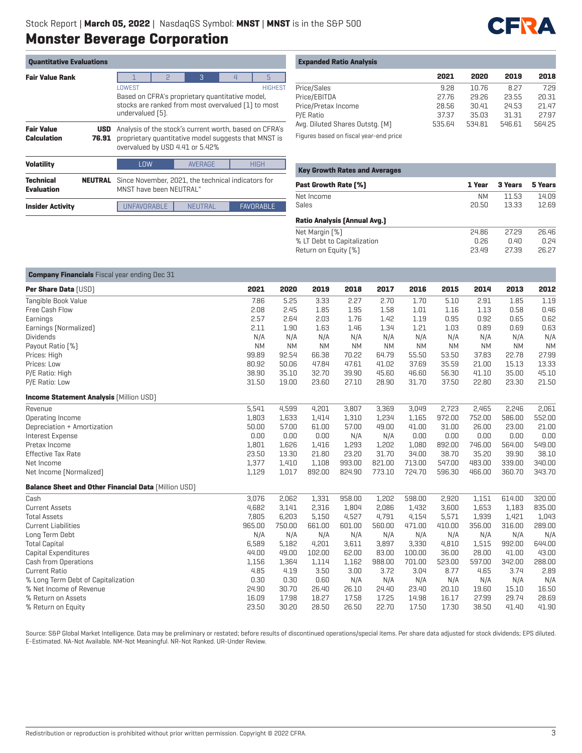Stock Report | **March 05, 2022** | NasdaqGS Symbol: **MNST** | **MNST** is in the S&P 500

# Monster Beverage Corporation

## Quantitative Evaluations

| | | |
|---|---|---|
| **Fair Value Rank** | | 1 / 2 / **3** / 4 / 5 (LOWEST – HIGHEST). Based on CFRA's proprietary quantitative model, stocks are ranked from most overvalued (1) to most undervalued (5). |
| **Fair Value Calculation** | **USD 76.91** | Analysis of the stock's current worth, based on CFRA's proprietary quantitative model suggests that MNST is overvalued by USD 4.41 or 5.42% |
| **Volatility** | | **LOW** / AVERAGE / HIGH |
| **Technical Evaluation** | **NEUTRAL** | Since November, 2021, the technical indicators for MNST have been NEUTRAL" |
| **Insider Activity** | | UNFAVORABLE / NEUTRAL / **FAVORABLE** |

## Expanded Ratio Analysis

| | 2021 | 2020 | 2019 | 2018 |
|---|---|---|---|---|
| Price/Sales | 9.28 | 10.76 | 8.27 | 7.29 |
| Price/EBITDA | 27.76 | 29.26 | 23.55 | 20.31 |
| Price/Pretax Income | 28.56 | 30.41 | 24.53 | 21.47 |
| P/E Ratio | 37.37 | 35.03 | 31.31 | 27.97 |
| Avg. Diluted Shares Outstg. (M) | 535.64 | 534.81 | 546.61 | 564.25 |

Figures based on fiscal year-end price

## Key Growth Rates and Averages

| Past Growth Rate (%) | 1 Year | 3 Years | 5 Years |
|---|---|---|---|
| Net Income | NM | 11.53 | 14.09 |
| Sales | 20.50 | 13.33 | 12.69 |
| **Ratio Analysis (Annual Avg.)** | | | |
| Net Margin (%) | 24.86 | 27.29 | 26.46 |
| % LT Debt to Capitalization | 0.26 | 0.40 | 0.24 |
| Return on Equity (%) | 23.49 | 27.39 | 26.27 |

## Company Financials Fiscal year ending Dec 31

| Per Share Data (USD) | 2021 | 2020 | 2019 | 2018 | 2017 | 2016 | 2015 | 2014 | 2013 | 2012 |
|---|---|---|---|---|---|---|---|---|---|---|
| Tangible Book Value | 7.86 | 5.25 | 3.33 | 2.27 | 2.70 | 1.70 | 5.10 | 2.91 | 1.85 | 1.19 |
| Free Cash Flow | 2.08 | 2.45 | 1.85 | 1.95 | 1.58 | 1.01 | 1.16 | 1.13 | 0.58 | 0.46 |
| Earnings | 2.57 | 2.64 | 2.03 | 1.76 | 1.42 | 1.19 | 0.95 | 0.92 | 0.65 | 0.62 |
| Earnings (Normalized) | 2.11 | 1.90 | 1.63 | 1.46 | 1.34 | 1.21 | 1.03 | 0.89 | 0.69 | 0.63 |
| Dividends | N/A | N/A | N/A | N/A | N/A | N/A | N/A | N/A | N/A | N/A |
| Payout Ratio (%) | NM | NM | NM | NM | NM | NM | NM | NM | NM | NM |
| Prices: High | 99.89 | 92.54 | 66.38 | 70.22 | 64.79 | 55.50 | 53.50 | 37.83 | 22.78 | 27.99 |
| Prices: Low | 80.92 | 50.06 | 47.84 | 47.61 | 41.02 | 37.69 | 35.59 | 21.00 | 15.13 | 13.33 |
| P/E Ratio: High | 38.90 | 35.10 | 32.70 | 39.90 | 45.60 | 46.60 | 56.30 | 41.10 | 35.00 | 45.10 |
| P/E Ratio: Low | 31.50 | 19.00 | 23.60 | 27.10 | 28.90 | 31.70 | 37.50 | 22.80 | 23.30 | 21.50 |
| **Income Statement Analysis** (Million USD) | | | | | | | | | | |
| Revenue | 5,541 | 4,599 | 4,201 | 3,807 | 3,369 | 3,049 | 2,723 | 2,465 | 2,246 | 2,061 |
| Operating Income | 1,803 | 1,633 | 1,414 | 1,310 | 1,234 | 1,165 | 972.00 | 752.00 | 586.00 | 552.00 |
| Depreciation + Amortization | 50.00 | 57.00 | 61.00 | 57.00 | 49.00 | 41.00 | 31.00 | 26.00 | 23.00 | 21.00 |
| Interest Expense | 0.00 | 0.00 | 0.00 | N/A | N/A | 0.00 | 0.00 | 0.00 | 0.00 | 0.00 |
| Pretax Income | 1,801 | 1,626 | 1,416 | 1,293 | 1,202 | 1,080 | 892.00 | 746.00 | 564.00 | 549.00 |
| Effective Tax Rate | 23.50 | 13.30 | 21.80 | 23.20 | 31.70 | 34.00 | 38.70 | 35.20 | 39.90 | 38.10 |
| Net Income | 1,377 | 1,410 | 1,108 | 993.00 | 821.00 | 713.00 | 547.00 | 483.00 | 339.00 | 340.00 |
| Net Income (Normalized) | 1,129 | 1,017 | 892.00 | 824.90 | 773.10 | 724.70 | 596.30 | 466.00 | 360.70 | 343.70 |
| **Balance Sheet and Other Financial Data** (Million USD) | | | | | | | | | | |
| Cash | 3,076 | 2,062 | 1,331 | 958.00 | 1,202 | 598.00 | 2,920 | 1,151 | 614.00 | 320.00 |
| Current Assets | 4,682 | 3,141 | 2,316 | 1,804 | 2,086 | 1,432 | 3,600 | 1,653 | 1,183 | 835.00 |
| Total Assets | 7,805 | 6,203 | 5,150 | 4,527 | 4,791 | 4,154 | 5,571 | 1,939 | 1,421 | 1,043 |
| Current Liabilities | 965.00 | 750.00 | 661.00 | 601.00 | 560.00 | 471.00 | 410.00 | 356.00 | 316.00 | 289.00 |
| Long Term Debt | N/A | N/A | N/A | N/A | N/A | N/A | N/A | N/A | N/A | N/A |
| Total Capital | 6,589 | 5,182 | 4,201 | 3,611 | 3,897 | 3,330 | 4,810 | 1,515 | 992.00 | 644.00 |
| Capital Expenditures | 44.00 | 49.00 | 102.00 | 62.00 | 83.00 | 100.00 | 36.00 | 28.00 | 41.00 | 43.00 |
| Cash from Operations | 1,156 | 1,364 | 1,114 | 1,162 | 988.00 | 701.00 | 523.00 | 597.00 | 342.00 | 288.00 |
| Current Ratio | 4.85 | 4.19 | 3.50 | 3.00 | 3.72 | 3.04 | 8.77 | 4.65 | 3.74 | 2.89 |
| % Long Term Debt of Capitalization | 0.30 | 0.30 | 0.60 | N/A | N/A | N/A | N/A | N/A | N/A | N/A |
| % Net Income of Revenue | 24.90 | 30.70 | 26.40 | 26.10 | 24.40 | 23.40 | 20.10 | 19.60 | 15.10 | 16.50 |
| % Return on Assets | 16.09 | 17.98 | 18.27 | 17.58 | 17.25 | 14.98 | 16.17 | 27.99 | 29.74 | 28.69 |
| % Return on Equity | 23.50 | 30.20 | 28.50 | 26.50 | 22.70 | 17.50 | 17.30 | 38.50 | 41.40 | 41.90 |

Source: S&P Global Market Intelligence. Data may be preliminary or restated; before results of discontinued operations/special items. Per share data adjusted for stock dividends; EPS diluted. E-Estimated. NA-Not Available. NM-Not Meaningful. NR-Not Ranked. UR-Under Review.

Redistribution or reproduction is prohibited without prior written permission. Copyright © 2022 CFRA.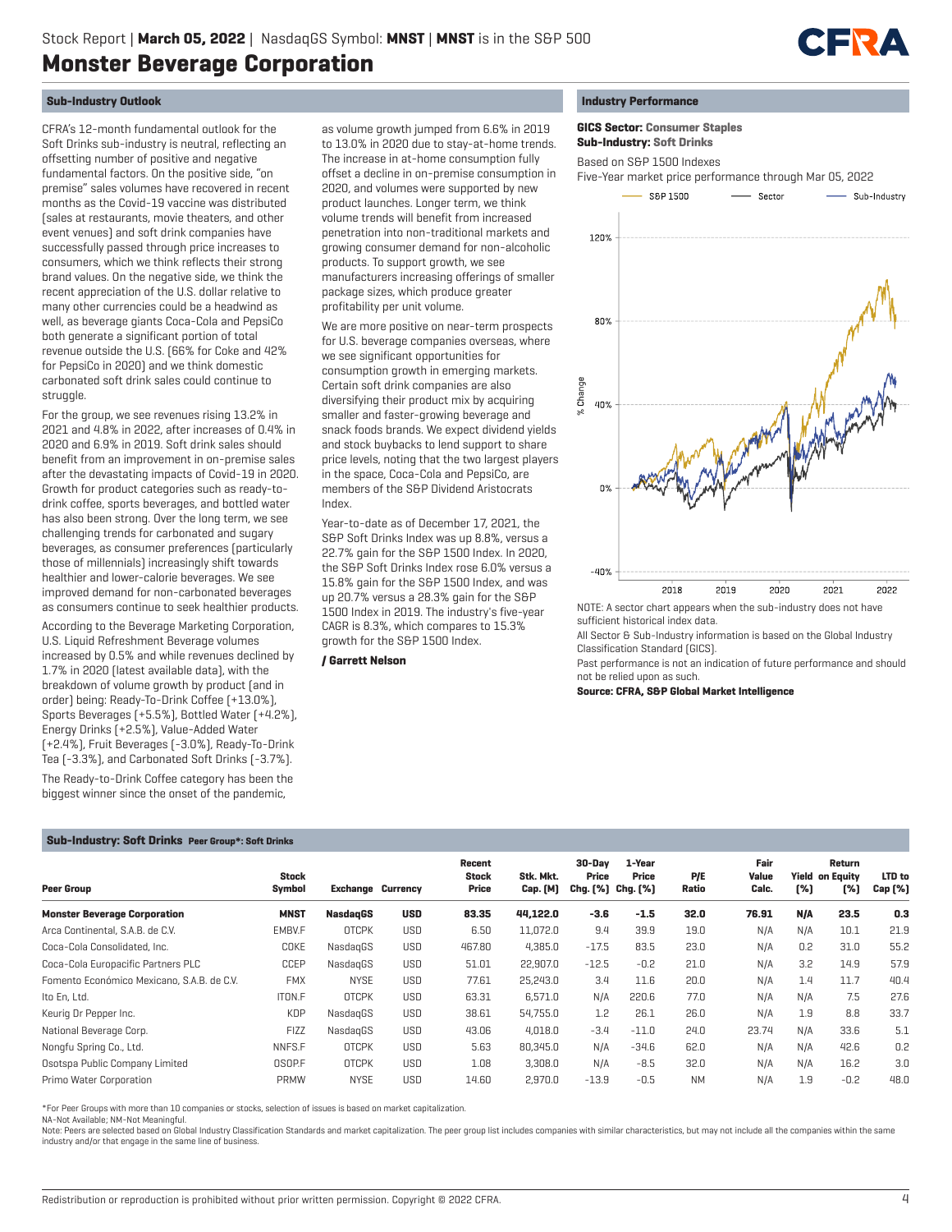# Monster Beverage Corporation

Stock Report | **March 05, 2022** | NasdaqGS Symbol: **MNST** | **MNST** is in the S&P 500

## Sub-Industry Outlook

CFRA's 12-month fundamental outlook for the Soft Drinks sub-industry is neutral, reflecting an offsetting number of positive and negative fundamental factors. On the positive side, "on premise" sales volumes have recovered in recent months as the Covid-19 vaccine was distributed (sales at restaurants, movie theaters, and other event venues) and soft drink companies have successfully passed through price increases to consumers, which we think reflects their strong brand values. On the negative side, we think the recent appreciation of the U.S. dollar relative to many other currencies could be a headwind as well, as beverage giants Coca-Cola and PepsiCo both generate a significant portion of total revenue outside the U.S. (66% for Coke and 42% for PepsiCo in 2020) and we think domestic carbonated soft drink sales could continue to struggle.

For the group, we see revenues rising 13.2% in 2021 and 4.8% in 2022, after increases of 0.4% in 2020 and 6.9% in 2019. Soft drink sales should benefit from an improvement in on-premise sales after the devastating impacts of Covid-19 in 2020. Growth for product categories such as ready-to-drink coffee, sports beverages, and bottled water has also been strong. Over the long term, we see challenging trends for carbonated and sugary beverages, as consumer preferences (particularly those of millennials) increasingly shift towards healthier and lower-calorie beverages. We see improved demand for non-carbonated beverages as consumers continue to seek healthier products.

According to the Beverage Marketing Corporation, U.S. Liquid Refreshment Beverage volumes increased by 0.5% and while revenues declined by 1.7% in 2020 (latest available data), with the breakdown of volume growth by product (and in order) being: Ready-To-Drink Coffee (+13.0%), Sports Beverages (+5.5%), Bottled Water (+4.2%), Energy Drinks (+2.5%), Value-Added Water (+2.4%), Fruit Beverages (-3.0%), Ready-To-Drink Tea (-3.3%), and Carbonated Soft Drinks (-3.7%).

The Ready-to-Drink Coffee category has been the biggest winner since the onset of the pandemic, as volume growth jumped from 6.6% in 2019 to 13.0% in 2020 due to stay-at-home trends. The increase in at-home consumption fully offset a decline in on-premise consumption in 2020, and volumes were supported by new product launches. Longer term, we think volume trends will benefit from increased penetration into non-traditional markets and growing consumer demand for non-alcoholic products. To support growth, we see manufacturers increasing offerings of smaller package sizes, which produce greater profitability per unit volume.

We are more positive on near-term prospects for U.S. beverage companies overseas, where we see significant opportunities for consumption growth in emerging markets. Certain soft drink companies are also diversifying their product mix by acquiring smaller and faster-growing beverage and snack foods brands. We expect dividend yields and stock buybacks to lend support to share price levels, noting that the two largest players in the space, Coca-Cola and PepsiCo, are members of the S&P Dividend Aristocrats Index.

Year-to-date as of December 17, 2021, the S&P Soft Drinks Index was up 8.8%, versus a 22.7% gain for the S&P 1500 Index. In 2020, the S&P Soft Drinks Index rose 6.0% versus a 15.8% gain for the S&P 1500 Index, and was up 20.7% versus a 28.3% gain for the S&P 1500 Index in 2019. The industry's five-year CAGR is 8.3%, which compares to 15.3% growth for the S&P 1500 Index.

**/ Garrett Nelson**

## Industry Performance

**GICS Sector: Consumer Staples**
**Sub-Industry: Soft Drinks**

Based on S&P 1500 Indexes
Five-Year market price performance through Mar 05, 2022

NOTE: A sector chart appears when the sub-industry does not have sufficient historical index data.

All Sector & Sub-Industry information is based on the Global Industry Classification Standard (GICS).

Past performance is not an indication of future performance and should not be relied upon as such.

**Source: CFRA, S&P Global Market Intelligence**

## Sub-Industry: Soft Drinks Peer Group*: Soft Drinks

| Peer Group | Stock Symbol | Exchange | Currency | Recent Stock Price | Stk. Mkt. Cap. (M) | 30-Day Price Chg. (%) | 1-Year Price Chg. (%) | P/E Ratio | Fair Value Calc. | Yield (%) | Return on Equity (%) | LTD to Cap (%) |
|---|---|---|---|---|---|---|---|---|---|---|---|---|
| **Monster Beverage Corporation** | **MNST** | **NasdaqGS** | **USD** | **83.35** | **44,122.0** | **-3.6** | **-1.5** | **32.0** | **76.91** | **N/A** | **23.5** | **0.3** |
| Arca Continental, S.A.B. de C.V. | EMBV.F | OTCPK | USD | 6.50 | 11,072.0 | 9.4 | 39.9 | 19.0 | N/A | N/A | 10.1 | 21.9 |
| Coca-Cola Consolidated, Inc. | COKE | NasdaqGS | USD | 467.80 | 4,385.0 | -17.5 | 83.5 | 23.0 | N/A | 0.2 | 31.0 | 55.2 |
| Coca-Cola Europacific Partners PLC | CCEP | NasdaqGS | USD | 51.01 | 22,907.0 | -12.5 | -0.2 | 21.0 | N/A | 3.2 | 14.9 | 57.9 |
| Fomento Económico Mexicano, S.A.B. de C.V. | FMX | NYSE | USD | 77.61 | 25,243.0 | 3.4 | 11.6 | 20.0 | N/A | 1.4 | 11.7 | 40.4 |
| Ito En, Ltd. | ITON.F | OTCPK | USD | 63.31 | 6,571.0 | N/A | 220.6 | 77.0 | N/A | N/A | 7.5 | 27.6 |
| Keurig Dr Pepper Inc. | KDP | NasdaqGS | USD | 38.61 | 54,755.0 | 1.2 | 26.1 | 26.0 | N/A | 1.9 | 8.8 | 33.7 |
| National Beverage Corp. | FIZZ | NasdaqGS | USD | 43.06 | 4,018.0 | -3.4 | -11.0 | 24.0 | 23.74 | N/A | 33.6 | 5.1 |
| Nongfu Spring Co., Ltd. | NNFS.F | OTCPK | USD | 5.63 | 80,345.0 | N/A | -34.6 | 62.0 | N/A | N/A | 42.6 | 0.2 |
| Osotspa Public Company Limited | OSOP.F | OTCPK | USD | 1.08 | 3,308.0 | N/A | -8.5 | 32.0 | N/A | N/A | 16.2 | 3.0 |
| Primo Water Corporation | PRMW | NYSE | USD | 14.60 | 2,970.0 | -13.9 | -0.5 | NM | N/A | 1.9 | -0.2 | 48.0 |

*For Peer Groups with more than 10 companies or stocks, selection of issues is based on market capitalization.
NA-Not Available; NM-Not Meaningful.
Note: Peers are selected based on Global Industry Classification Standards and market capitalization. The peer group list includes companies with similar characteristics, but may not include all the companies within the same industry and/or that engage in the same line of business.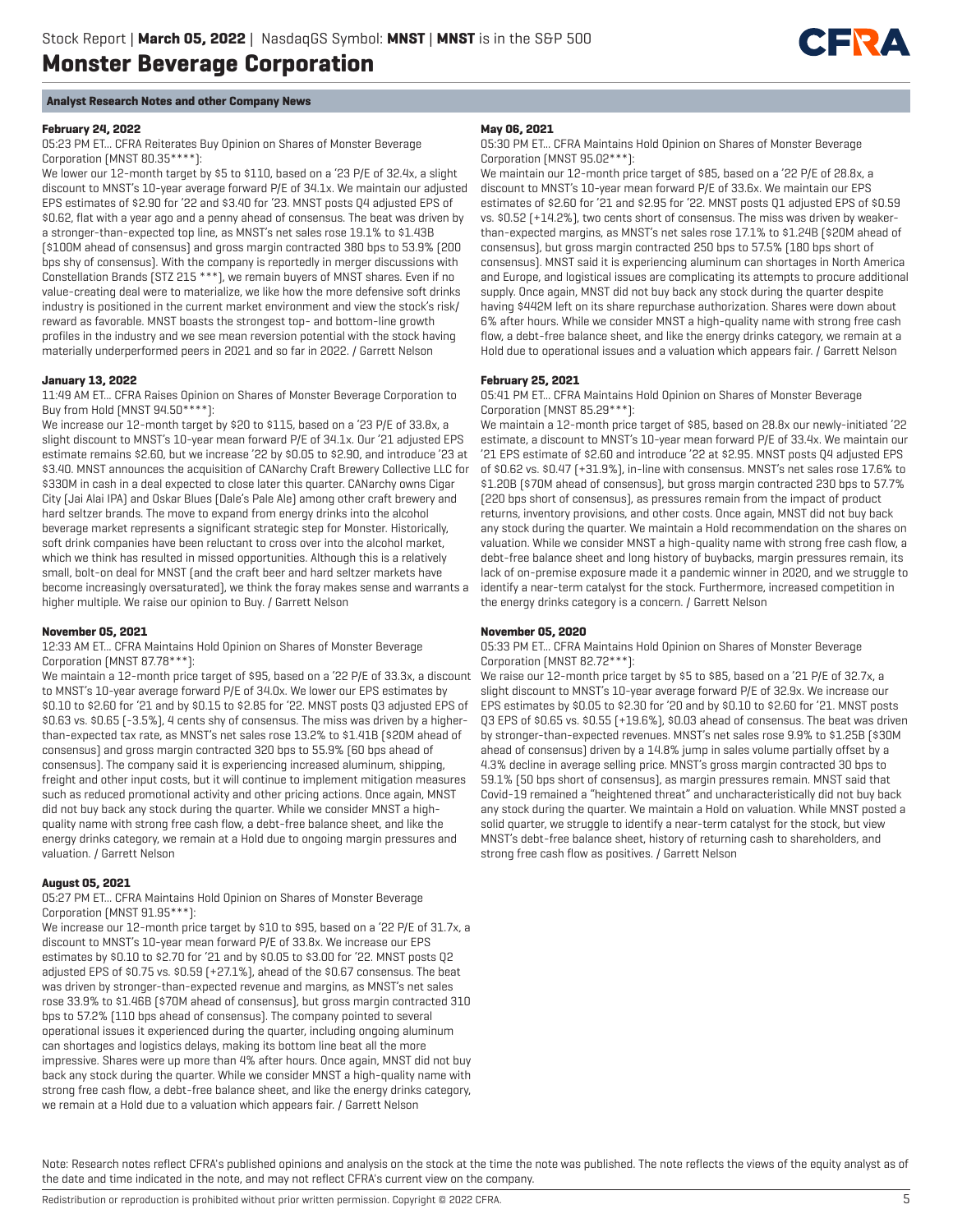## Analyst Research Notes and other Company News

**February 24, 2022**

05:23 PM ET... CFRA Reiterates Buy Opinion on Shares of Monster Beverage Corporation (MNST 80.35****):

We lower our 12-month target by $5 to $110, based on a '23 P/E of 32.4x, a slight discount to MNST's 10-year average forward P/E of 34.1x. We maintain our adjusted EPS estimates of $2.90 for '22 and $3.40 for '23. MNST posts Q4 adjusted EPS of $0.62, flat with a year ago and a penny ahead of consensus. The beat was driven by a stronger-than-expected top line, as MNST's net sales rose 19.1% to $1.43B ($100M ahead of consensus) and gross margin contracted 380 bps to 53.9% (200 bps shy of consensus). With the company is reportedly in merger discussions with Constellation Brands (STZ 215 ***), we remain buyers of MNST shares. Even if no value-creating deal were to materialize, we like how the more defensive soft drinks industry is positioned in the current market environment and view the stock's risk/reward as favorable. MNST boasts the strongest top- and bottom-line growth profiles in the industry and we see mean reversion potential with the stock having materially underperformed peers in 2021 and so far in 2022. / Garrett Nelson

**January 13, 2022**

11:49 AM ET... CFRA Raises Opinion on Shares of Monster Beverage Corporation to Buy from Hold (MNST 94.50****):

We increase our 12-month target by $20 to $115, based on a '23 P/E of 33.8x, a slight discount to MNST's 10-year mean forward P/E of 34.1x. Our '21 adjusted EPS estimate remains $2.60, but we increase '22 by $0.05 to $2.90, and introduce '23 at $3.40. MNST announces the acquisition of CANarchy Craft Brewery Collective LLC for $330M in cash in a deal expected to close later this quarter. CANarchy owns Cigar City (Jai Alai IPA) and Oskar Blues (Dale's Pale Ale) among other craft brewery and hard seltzer brands. The move to expand from energy drinks into the alcohol beverage market represents a significant strategic step for Monster. Historically, soft drink companies have been reluctant to cross over into the alcohol market, which we think has resulted in missed opportunities. Although this is a relatively small, bolt-on deal for MNST (and the craft beer and hard seltzer markets have become increasingly oversaturated), we think the foray makes sense and warrants a higher multiple. We raise our opinion to Buy. / Garrett Nelson

**November 05, 2021**

12:33 AM ET... CFRA Maintains Hold Opinion on Shares of Monster Beverage Corporation (MNST 87.78***):

We maintain a 12-month price target of $95, based on a '22 P/E of 33.3x, a discount to MNST's 10-year average forward P/E of 34.0x. We lower our EPS estimates by $0.10 to $2.60 for '21 and by $0.15 to $2.85 for '22. MNST posts Q3 adjusted EPS of $0.63 vs. $0.65 (-3.5%), 4 cents shy of consensus. The miss was driven by a higher-than-expected tax rate, as MNST's net sales rose 13.2% to $1.41B ($20M ahead of consensus) and gross margin contracted 320 bps to 55.9% (60 bps ahead of consensus). The company said it is experiencing increased aluminum, shipping, freight and other input costs, but it will continue to implement mitigation measures such as reduced promotional activity and other pricing actions. Once again, MNST did not buy back any stock during the quarter. While we consider MNST a high-quality name with strong free cash flow, a debt-free balance sheet, and like the energy drinks category, we remain at a Hold due to ongoing margin pressures and valuation. / Garrett Nelson

**August 05, 2021**

05:27 PM ET... CFRA Maintains Hold Opinion on Shares of Monster Beverage Corporation (MNST 91.95***):

We increase our 12-month price target by $10 to $95, based on a '22 P/E of 31.7x, a discount to MNST's 10-year mean forward P/E of 33.8x. We increase our EPS estimates by $0.10 to $2.70 for '21 and by $0.05 to $3.00 for '22. MNST posts Q2 adjusted EPS of $0.75 vs. $0.59 (+27.1%), ahead of the $0.67 consensus. The beat was driven by stronger-than-expected revenue and margins, as MNST's net sales rose 33.9% to $1.46B ($70M ahead of consensus), but gross margin contracted 310 bps to 57.2% (110 bps ahead of consensus). The company pointed to several operational issues it experienced during the quarter, including ongoing aluminum can shortages and logistics delays, making its bottom line beat all the more impressive. Shares were up more than 4% after hours. Once again, MNST did not buy back any stock during the quarter. While we consider MNST a high-quality name with strong free cash flow, a debt-free balance sheet, and like the energy drinks category, we remain at a Hold due to a valuation which appears fair. / Garrett Nelson

**May 06, 2021**

05:30 PM ET... CFRA Maintains Hold Opinion on Shares of Monster Beverage Corporation (MNST 95.02***):

We maintain our 12-month price target of $85, based on a '22 P/E of 28.8x, a discount to MNST's 10-year mean forward P/E of 33.6x. We maintain our EPS estimates of $2.60 for '21 and $2.95 for '22. MNST posts Q1 adjusted EPS of $0.59 vs. $0.52 (+14.2%), two cents short of consensus. The miss was driven by weaker-than-expected margins, as MNST's net sales rose 17.1% to $1.24B ($20M ahead of consensus), but gross margin contracted 250 bps to 57.5% (180 bps short of consensus). MNST said it is experiencing aluminum can shortages in North America and Europe, and logistical issues are complicating its attempts to procure additional supply. Once again, MNST did not buy back any stock during the quarter despite having $442M left on its share repurchase authorization. Shares were down about 6% after hours. While we consider MNST a high-quality name with strong free cash flow, a debt-free balance sheet, and like the energy drinks category, we remain at a Hold due to operational issues and a valuation which appears fair. / Garrett Nelson

**February 25, 2021**

05:41 PM ET... CFRA Maintains Hold Opinion on Shares of Monster Beverage Corporation (MNST 85.29***):

We maintain a 12-month price target of $85, based on 28.8x our newly-initiated '22 estimate, a discount to MNST's 10-year mean forward P/E of 33.4x. We maintain our '21 EPS estimate of $2.60 and introduce '22 at $2.95. MNST posts Q4 adjusted EPS of $0.62 vs. $0.47 (+31.9%), in-line with consensus. MNST's net sales rose 17.6% to $1.20B ($70M ahead of consensus), but gross margin contracted 230 bps to 57.7% (220 bps short of consensus), as pressures remain from the impact of product returns, inventory provisions, and other costs. Once again, MNST did not buy back any stock during the quarter. We maintain a Hold recommendation on the shares on valuation. While we consider MNST a high-quality name with strong free cash flow, a debt-free balance sheet and long history of buybacks, margin pressures remain, its lack of on-premise exposure made it a pandemic winner in 2020, and we struggle to identify a near-term catalyst for the stock. Furthermore, increased competition in the energy drinks category is a concern. / Garrett Nelson

**November 05, 2020**

05:33 PM ET... CFRA Maintains Hold Opinion on Shares of Monster Beverage Corporation (MNST 82.72***):

We raise our 12-month price target by $5 to $85, based on a '21 P/E of 32.7x, a slight discount to MNST's 10-year average forward P/E of 32.9x. We increase our EPS estimates by $0.05 to $2.30 for '20 and by $0.10 to $2.60 for '21. MNST posts Q3 EPS of $0.65 vs. $0.55 (+19.6%), $0.03 ahead of consensus. The beat was driven by stronger-than-expected revenues. MNST's net sales rose 9.9% to $1.25B ($30M ahead of consensus) driven by a 14.8% jump in sales volume partially offset by a 4.3% decline in average selling price. MNST's gross margin contracted 30 bps to 59.1% (50 bps short of consensus), as margin pressures remain. MNST said that Covid-19 remained a "heightened threat" and uncharacteristically did not buy back any stock during the quarter. We maintain a Hold on valuation. While MNST posted a solid quarter, we struggle to identify a near-term catalyst for the stock, but view MNST's debt-free balance sheet, history of returning cash to shareholders, and strong free cash flow as positives. / Garrett Nelson

Note: Research notes reflect CFRA's published opinions and analysis on the stock at the time the note was published. The note reflects the views of the equity analyst as of the date and time indicated in the note, and may not reflect CFRA's current view on the company.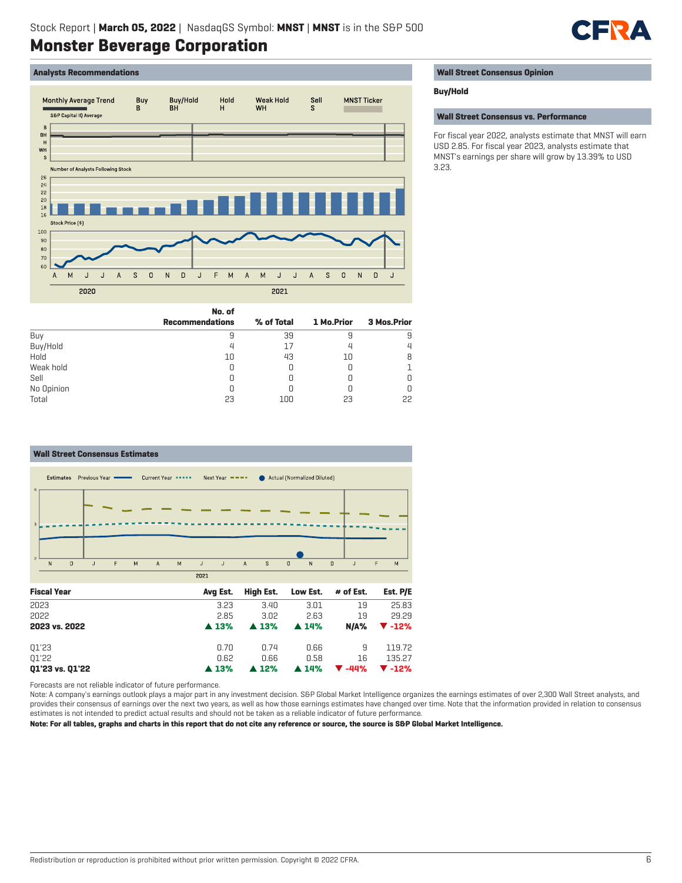Stock Report | **March 05, 2022** | NasdaqGS Symbol: **MNST** | **MNST** is in the S&P 500

# Monster Beverage Corporation

## Analysts Recommendations

| | No. of Recommendations | % of Total | 1 Mo.Prior | 3 Mos.Prior |
|---|---|---|---|---|
| Buy | 9 | 39 | 9 | 9 |
| Buy/Hold | 4 | 17 | 4 | 4 |
| Hold | 10 | 43 | 10 | 8 |
| Weak hold | 0 | 0 | 0 | 1 |
| Sell | 0 | 0 | 0 | 0 |
| No Opinion | 0 | 0 | 0 | 0 |
| Total | 23 | 100 | 23 | 22 |

## Wall Street Consensus Opinion

**Buy/Hold**

## Wall Street Consensus vs. Performance

For fiscal year 2022, analysts estimate that MNST will earn USD 2.85. For fiscal year 2023, analysts estimate that MNST's earnings per share will grow by 13.39% to USD 3.23.

## Wall Street Consensus Estimates

| Fiscal Year | Avg Est. | High Est. | Low Est. | # of Est. | Est. P/E |
|---|---|---|---|---|---|
| 2023 | 3.23 | 3.40 | 3.01 | 19 | 25.83 |
| 2022 | 2.85 | 3.02 | 2.63 | 19 | 29.29 |
| **2023 vs. 2022** | **▲ 13%** | **▲ 13%** | **▲ 14%** | **N/A%** | **▼ -12%** |
| | | | | | |
| Q1'23 | 0.70 | 0.74 | 0.66 | 9 | 119.72 |
| Q1'22 | 0.62 | 0.66 | 0.58 | 16 | 135.27 |
| **Q1'23 vs. Q1'22** | **▲ 13%** | **▲ 12%** | **▲ 14%** | **▼ -44%** | **▼ -12%** |

Forecasts are not reliable indicator of future performance.

Note: A company's earnings outlook plays a major part in any investment decision. S&P Global Market Intelligence organizes the earnings estimates of over 2,300 Wall Street analysts, and provides their consensus of earnings over the next two years, as well as how those earnings estimates have changed over time. Note that the information provided in relation to consensus estimates is not intended to predict actual results and should not be taken as a reliable indicator of future performance.

**Note: For all tables, graphs and charts in this report that do not cite any reference or source, the source is S&P Global Market Intelligence.**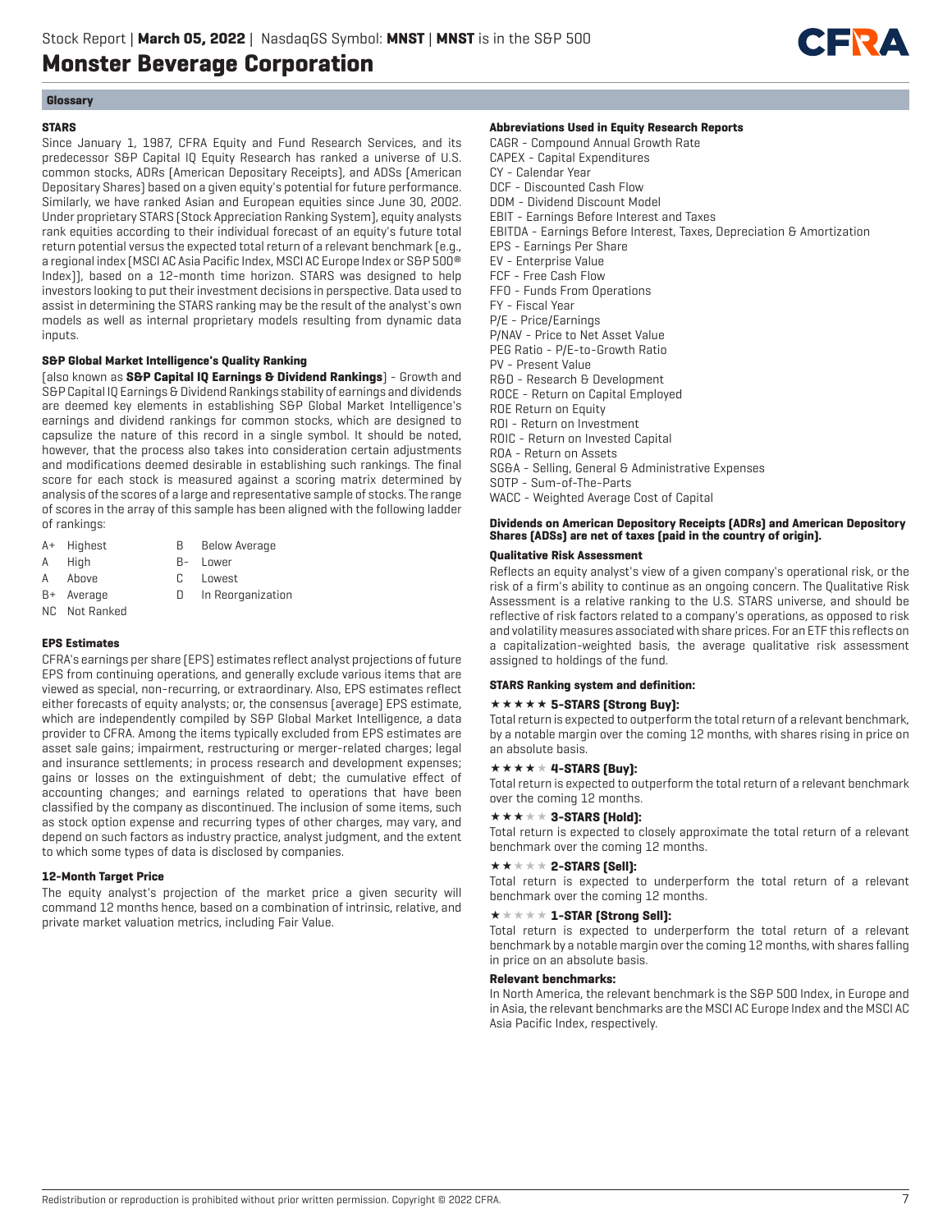## Glossary

### STARS

Since January 1, 1987, CFRA Equity and Fund Research Services, and its predecessor S&P Capital IQ Equity Research has ranked a universe of U.S. common stocks, ADRs (American Depositary Receipts), and ADSs (American Depositary Shares) based on a given equity's potential for future performance. Similarly, we have ranked Asian and European equities since June 30, 2002. Under proprietary STARS (Stock Appreciation Ranking System), equity analysts rank equities according to their individual forecast of an equity's future total return potential versus the expected total return of a relevant benchmark (e.g., a regional index (MSCI AC Asia Pacific Index, MSCI AC Europe Index or S&P 500® Index)), based on a 12-month time horizon. STARS was designed to help investors looking to put their investment decisions in perspective. Data used to assist in determining the STARS ranking may be the result of the analyst's own models as well as internal proprietary models resulting from dynamic data inputs.

### S&P Global Market Intelligence's Quality Ranking

(also known as **S&P Capital IQ Earnings & Dividend Rankings**) - Growth and S&P Capital IQ Earnings & Dividend Rankings stability of earnings and dividends are deemed key elements in establishing S&P Global Market Intelligence's earnings and dividend rankings for common stocks, which are designed to capsulize the nature of this record in a single symbol. It should be noted, however, that the process also takes into consideration certain adjustments and modifications deemed desirable in establishing such rankings. The final score for each stock is measured against a scoring matrix determined by analysis of the scores of a large and representative sample of stocks. The range of scores in the array of this sample has been aligned with the following ladder of rankings:

| | | | |
|---|---|---|---|
| A+ | Highest | B | Below Average |
| A | High | B- | Lower |
| A | Above | C | Lowest |
| B+ | Average | D | In Reorganization |
| NC | Not Ranked | | |

### EPS Estimates

CFRA's earnings per share (EPS) estimates reflect analyst projections of future EPS from continuing operations, and generally exclude various items that are viewed as special, non-recurring, or extraordinary. Also, EPS estimates reflect either forecasts of equity analysts; or, the consensus (average) EPS estimate, which are independently compiled by S&P Global Market Intelligence, a data provider to CFRA. Among the items typically excluded from EPS estimates are asset sale gains; impairment, restructuring or merger-related charges; legal and insurance settlements; in process research and development expenses; gains or losses on the extinguishment of debt; the cumulative effect of accounting changes; and earnings related to operations that have been classified by the company as discontinued. The inclusion of some items, such as stock option expense and recurring types of other charges, may vary, and depend on such factors as industry practice, analyst judgment, and the extent to which some types of data is disclosed by companies.

### 12-Month Target Price

The equity analyst's projection of the market price a given security will command 12 months hence, based on a combination of intrinsic, relative, and private market valuation metrics, including Fair Value.

### Abbreviations Used in Equity Research Reports

CAGR - Compound Annual Growth Rate
CAPEX - Capital Expenditures
CY - Calendar Year
DCF - Discounted Cash Flow
DDM - Dividend Discount Model
EBIT - Earnings Before Interest and Taxes
EBITDA - Earnings Before Interest, Taxes, Depreciation & Amortization
EPS - Earnings Per Share
EV - Enterprise Value
FCF - Free Cash Flow
FFO - Funds From Operations
FY - Fiscal Year
P/E - Price/Earnings
P/NAV - Price to Net Asset Value
PEG Ratio - P/E-to-Growth Ratio
PV - Present Value
R&D - Research & Development
ROCE - Return on Capital Employed
ROE Return on Equity
ROI - Return on Investment
ROIC - Return on Invested Capital
ROA - Return on Assets
SG&A - Selling, General & Administrative Expenses
SOTP - Sum-of-The-Parts
WACC - Weighted Average Cost of Capital

**Dividends on American Depository Receipts (ADRs) and American Depository Shares (ADSs) are net of taxes (paid in the country of origin).**

### Qualitative Risk Assessment

Reflects an equity analyst's view of a given company's operational risk, or the risk of a firm's ability to continue as an ongoing concern. The Qualitative Risk Assessment is a relative ranking to the U.S. STARS universe, and should be reflective of risk factors related to a company's operations, as opposed to risk and volatility measures associated with share prices. For an ETF this reflects on a capitalization-weighted basis, the average qualitative risk assessment assigned to holdings of the fund.

### STARS Ranking system and definition:

**★★★★★ 5-STARS (Strong Buy):**
Total return is expected to outperform the total return of a relevant benchmark, by a notable margin over the coming 12 months, with shares rising in price on an absolute basis.

**★★★★★ 4-STARS (Buy):**
Total return is expected to outperform the total return of a relevant benchmark over the coming 12 months.

**★★★★★ 3-STARS (Hold):**
Total return is expected to closely approximate the total return of a relevant benchmark over the coming 12 months.

**★★★★★ 2-STARS (Sell):**
Total return is expected to underperform the total return of a relevant benchmark over the coming 12 months.

**★★★★★ 1-STAR (Strong Sell):**
Total return is expected to underperform the total return of a relevant benchmark by a notable margin over the coming 12 months, with shares falling in price on an absolute basis.

### Relevant benchmarks:

In North America, the relevant benchmark is the S&P 500 Index, in Europe and in Asia, the relevant benchmarks are the MSCI AC Europe Index and the MSCI AC Asia Pacific Index, respectively.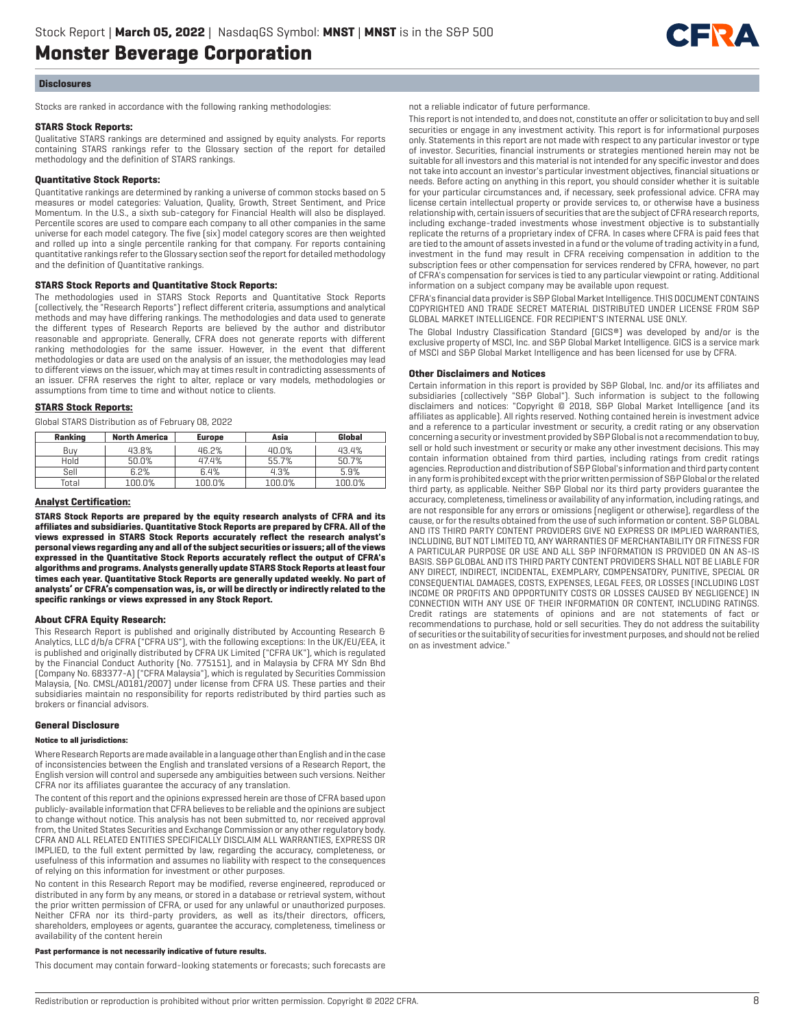## Disclosures

Stocks are ranked in accordance with the following ranking methodologies:

### STARS Stock Reports:

Qualitative STARS rankings are determined and assigned by equity analysts. For reports containing STARS rankings refer to the Glossary section of the report for detailed methodology and the definition of STARS rankings.

### Quantitative Stock Reports:

Quantitative rankings are determined by ranking a universe of common stocks based on 5 measures or model categories: Valuation, Quality, Growth, Street Sentiment, and Price Momentum. In the U.S., a sixth sub-category for Financial Health will also be displayed. Percentile scores are used to compare each company to all other companies in the same universe for each model category. The five (six) model category scores are then weighted and rolled up into a single percentile ranking for that company. For reports containing quantitative rankings refer to the Glossary section seof the report for detailed methodology and the definition of Quantitative rankings.

### STARS Stock Reports and Quantitative Stock Reports:

The methodologies used in STARS Stock Reports and Quantitative Stock Reports (collectively, the "Research Reports") reflect different criteria, assumptions and analytical methods and may have differing rankings. The methodologies and data used to generate the different types of Research Reports are believed by the author and distributor reasonable and appropriate. Generally, CFRA does not generate reports with different ranking methodologies for the same issuer. However, in the event that different methodologies or data are used on the analysis of an issuer, the methodologies may lead to different views on the issuer, which may at times result in contradicting assessments of an issuer. CFRA reserves the right to alter, replace or vary models, methodologies or assumptions from time to time and without notice to clients.

### STARS Stock Reports:

Global STARS Distribution as of February 08, 2022

| Ranking | North America | Europe | Asia | Global |
|---|---|---|---|---|
| Buy | 43.8% | 46.2% | 40.0% | 43.4% |
| Hold | 50.0% | 47.4% | 55.7% | 50.7% |
| Sell | 6.2% | 6.4% | 4.3% | 5.9% |
| Total | 100.0% | 100.0% | 100.0% | 100.0% |

### Analyst Certification:

**STARS Stock Reports are prepared by the equity research analysts of CFRA and its affiliates and subsidiaries. Quantitative Stock Reports are prepared by CFRA. All of the views expressed in STARS Stock Reports accurately reflect the research analyst's personal views regarding any and all of the subject securities or issuers; all of the views expressed in the Quantitative Stock Reports accurately reflect the output of CFRA's algorithms and programs. Analysts generally update STARS Stock Reports at least four times each year. Quantitative Stock Reports are generally updated weekly. No part of analysts' or CFRA's compensation was, is, or will be directly or indirectly related to the specific rankings or views expressed in any Stock Report.**

### About CFRA Equity Research:

This Research Report is published and originally distributed by Accounting Research & Analytics, LLC d/b/a CFRA ("CFRA US"), with the following exceptions: In the UK/EU/EEA, it is published and originally distributed by CFRA UK Limited ("CFRA UK"), which is regulated by the Financial Conduct Authority (No. 775151), and in Malaysia by CFRA MY Sdn Bhd (Company No. 683377-A) ("CFRA Malaysia"), which is regulated by Securities Commission Malaysia, (No. CMSL/A0181/2007) under license from CFRA US. These parties and their subsidiaries maintain no responsibility for reports redistributed by third parties such as brokers or financial advisors.

### General Disclosure

#### Notice to all jurisdictions:

Where Research Reports are made available in a language other than English and in the case of inconsistencies between the English and translated versions of a Research Report, the English version will control and supersede any ambiguities between such versions. Neither CFRA nor its affiliates guarantee the accuracy of any translation.

The content of this report and the opinions expressed herein are those of CFRA based upon publicly-available information that CFRA believes to be reliable and the opinions are subject to change without notice. This analysis has not been submitted to, nor received approval from, the United States Securities and Exchange Commission or any other regulatory body. CFRA AND ALL RELATED ENTITIES SPECIFICALLY DISCLAIM ALL WARRANTIES, EXPRESS OR IMPLIED, to the full extent permitted by law, regarding the accuracy, completeness, or usefulness of this information and assumes no liability with respect to the consequences of relying on this information for investment or other purposes.

No content in this Research Report may be modified, reverse engineered, reproduced or distributed in any form by any means, or stored in a database or retrieval system, without the prior written permission of CFRA, or used for any unlawful or unauthorized purposes. Neither CFRA nor its third-party providers, as well as its/their directors, officers, shareholders, employees or agents, guarantee the accuracy, completeness, timeliness or availability of the content herein

#### Past performance is not necessarily indicative of future results.

This document may contain forward-looking statements or forecasts; such forecasts are not a reliable indicator of future performance.

This report is not intended to, and does not, constitute an offer or solicitation to buy and sell securities or engage in any investment activity. This report is for informational purposes only. Statements in this report are not made with respect to any particular investor or type of investor. Securities, financial instruments or strategies mentioned herein may not be suitable for all investors and this material is not intended for any specific investor and does not take into account an investor's particular investment objectives, financial situations or needs. Before acting on anything in this report, you should consider whether it is suitable for your particular circumstances and, if necessary, seek professional advice. CFRA may license certain intellectual property or provide services to, or otherwise have a business relationship with, certain issuers of securities that are the subject of CFRA research reports, including exchange-traded investments whose investment objective is to substantially replicate the returns of a proprietary index of CFRA. In cases where CFRA is paid fees that are tied to the amount of assets invested in a fund or the volume of trading activity in a fund, investment in the fund may result in CFRA receiving compensation in addition to the subscription fees or other compensation for services rendered by CFRA, however, no part of CFRA's compensation for services is tied to any particular viewpoint or rating. Additional information on a subject company may be available upon request.

CFRA's financial data provider is S&P Global Market Intelligence. THIS DOCUMENT CONTAINS COPYRIGHTED AND TRADE SECRET MATERIAL DISTRIBUTED UNDER LICENSE FROM S&P GLOBAL MARKET INTELLIGENCE. FOR RECIPIENT'S INTERNAL USE ONLY.

The Global Industry Classification Standard (GICS®) was developed by and/or is the exclusive property of MSCI, Inc. and S&P Global Market Intelligence. GICS is a service mark of MSCI and S&P Global Market Intelligence and has been licensed for use by CFRA.

### Other Disclaimers and Notices

Certain information in this report is provided by S&P Global, Inc. and/or its affiliates and subsidiaries (collectively "S&P Global"). Such information is subject to the following disclaimers and notices: "Copyright © 2018, S&P Global Market Intelligence (and its affiliates as applicable). All rights reserved. Nothing contained herein is investment advice and a reference to a particular investment or security, a credit rating or any observation concerning a security or investment provided by S&P Global is not a recommendation to buy, sell or hold such investment or security or make any other investment decisions. This may contain information obtained from third parties, including ratings from credit ratings agencies. Reproduction and distribution of S&P Global's information and third party content in any form is prohibited except with the prior written permission of S&P Global or the related third party, as applicable. Neither S&P Global nor its third party providers guarantee the accuracy, completeness, timeliness or availability of any information, including ratings, and are not responsible for any errors or omissions (negligent or otherwise), regardless of the cause, or for the results obtained from the use of such information or content. S&P GLOBAL AND ITS THIRD PARTY CONTENT PROVIDERS GIVE NO EXPRESS OR IMPLIED WARRANTIES, INCLUDING, BUT NOT LIMITED TO, ANY WARRANTIES OF MERCHANTABILITY OR FITNESS FOR A PARTICULAR PURPOSE OR USE AND ALL S&P INFORMATION IS PROVIDED ON AN AS-IS BASIS. S&P GLOBAL AND ITS THIRD PARTY CONTENT PROVIDERS SHALL NOT BE LIABLE FOR ANY DIRECT, INDIRECT, INCIDENTAL, EXEMPLARY, COMPENSATORY, PUNITIVE, SPECIAL OR CONSEQUENTIAL DAMAGES, COSTS, EXPENSES, LEGAL FEES, OR LOSSES (INCLUDING LOST INCOME OR PROFITS AND OPPORTUNITY COSTS OR LOSSES CAUSED BY NEGLIGENCE) IN CONNECTION WITH ANY USE OF THEIR INFORMATION OR CONTENT, INCLUDING RATINGS. Credit ratings are statements of opinions and are not statements of fact or recommendations to purchase, hold or sell securities. They do not address the suitability of securities or the suitability of securities for investment purposes, and should not be relied on as investment advice."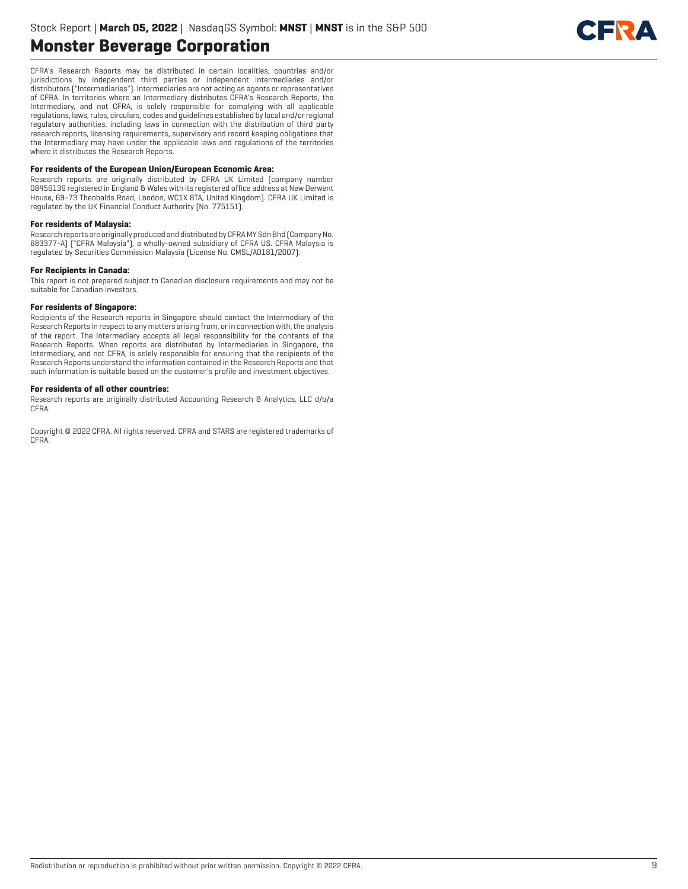CFRA's Research Reports may be distributed in certain localities, countries and/or jurisdictions by independent third parties or independent intermediaries and/or distributors ("Intermediaries"). Intermediaries are not acting as agents or representatives of CFRA. In territories where an Intermediary distributes CFRA's Research Reports, the Intermediary, and not CFRA, is solely responsible for complying with all applicable regulations, laws, rules, circulars, codes and guidelines established by local and/or regional regulatory authorities, including laws in connection with the distribution of third party research reports, licensing requirements, supervisory and record keeping obligations that the Intermediary may have under the applicable laws and regulations of the territories where it distributes the Research Reports.

**For residents of the European Union/European Economic Area:**

Research reports are originally distributed by CFRA UK Limited (company number 08456139 registered in England & Wales with its registered office address at New Derwent House, 69-73 Theobalds Road, London, WC1X 8TA, United Kingdom). CFRA UK Limited is regulated by the UK Financial Conduct Authority (No. 775151).

**For residents of Malaysia:**

Research reports are originally produced and distributed by CFRA MY Sdn Bhd (Company No. 683377-A) ("CFRA Malaysia"), a wholly-owned subsidiary of CFRA US. CFRA Malaysia is regulated by Securities Commission Malaysia (License No. CMSL/A0181/2007).

**For Recipients in Canada:**

This report is not prepared subject to Canadian disclosure requirements and may not be suitable for Canadian investors.

**For residents of Singapore:**

Recipients of the Research reports in Singapore should contact the Intermediary of the Research Reports in respect to any matters arising from, or in connection with, the analysis of the report. The Intermediary accepts all legal responsibility for the contents of the Research Reports. When reports are distributed by Intermediaries in Singapore, the Intermediary, and not CFRA, is solely responsible for ensuring that the recipients of the Research Reports understand the information contained in the Research Reports and that such information is suitable based on the customer's profile and investment objectives.

**For residents of all other countries:**

Research reports are originally distributed Accounting Research & Analytics, LLC d/b/a CFRA.

Copyright © 2022 CFRA. All rights reserved. CFRA and STARS are registered trademarks of CFRA.